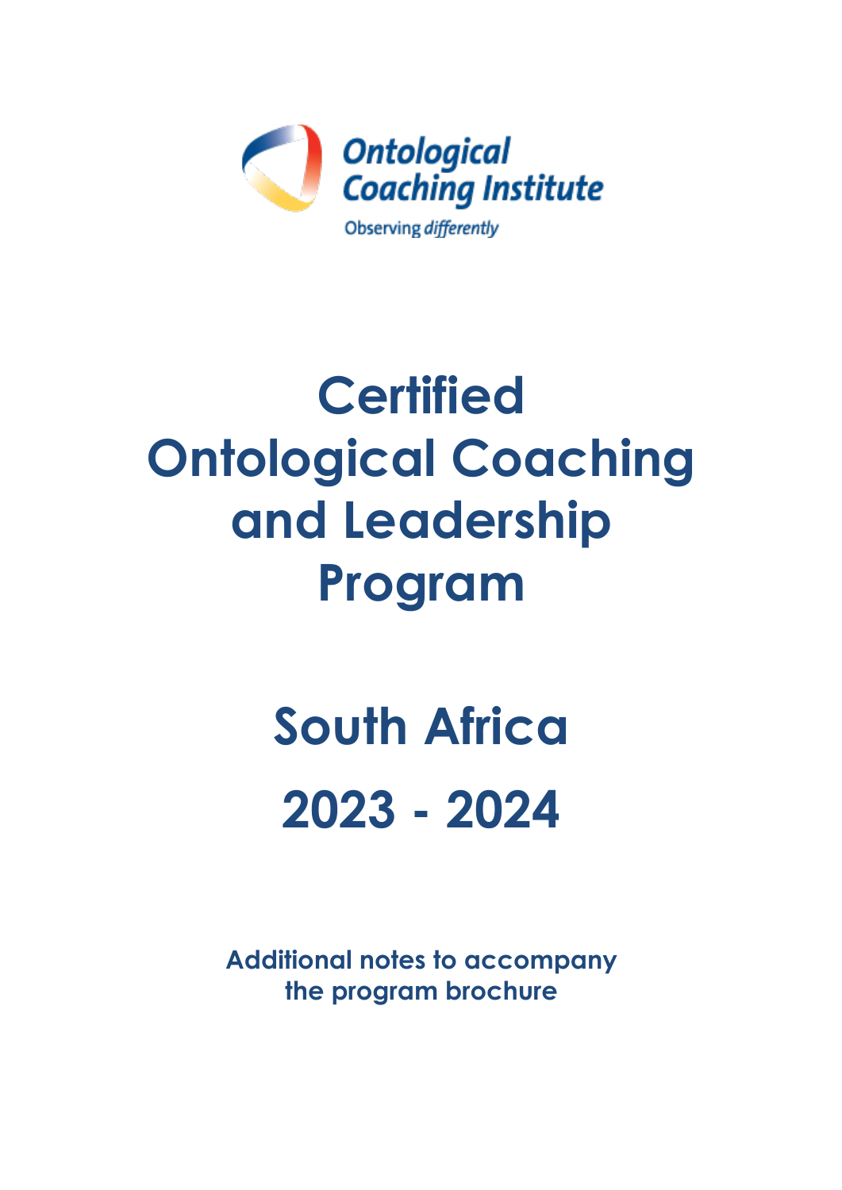Ontological Coaching Institute

Observing *differently*

# Certified Ontological Coaching and Leadership Program

# South Africa 2023 - 2024

**Additional notes to accompany the program brochure**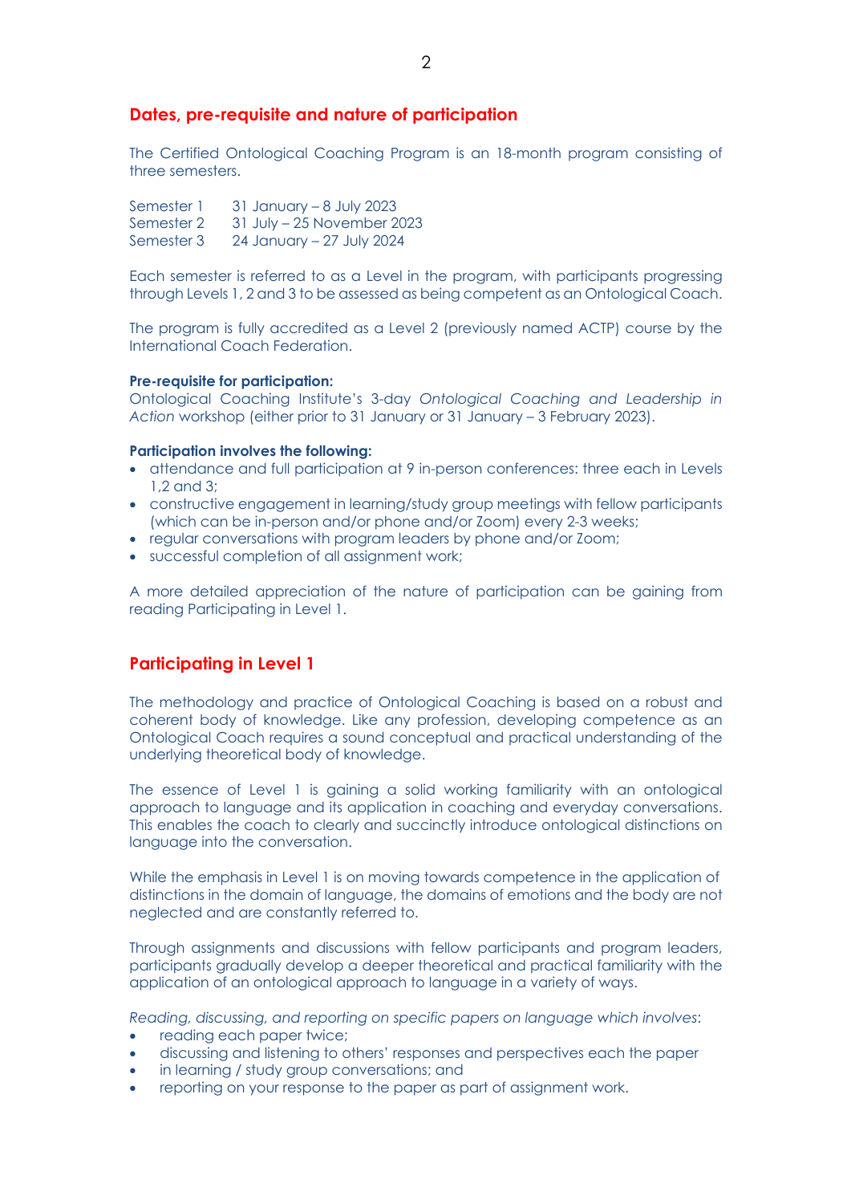## Dates, pre-requisite and nature of participation

The Certified Ontological Coaching Program is an 18-month program consisting of three semesters.

Semester 1 31 January – 8 July 2023
Semester 2 31 July – 25 November 2023
Semester 3 24 January – 27 July 2024

Each semester is referred to as a Level in the program, with participants progressing through Levels 1, 2 and 3 to be assessed as being competent as an Ontological Coach.

The program is fully accredited as a Level 2 (previously named ACTP) course by the International Coach Federation.

**Pre-requisite for participation:**
Ontological Coaching Institute's 3-day *Ontological Coaching and Leadership in Action* workshop (either prior to 31 January or 31 January – 3 February 2023).

**Participation involves the following:**

- attendance and full participation at 9 in-person conferences: three each in Levels 1,2 and 3;
- constructive engagement in learning/study group meetings with fellow participants (which can be in-person and/or phone and/or Zoom) every 2-3 weeks;
- regular conversations with program leaders by phone and/or Zoom;
- successful completion of all assignment work;

A more detailed appreciation of the nature of participation can be gaining from reading Participating in Level 1.

## Participating in Level 1

The methodology and practice of Ontological Coaching is based on a robust and coherent body of knowledge. Like any profession, developing competence as an Ontological Coach requires a sound conceptual and practical understanding of the underlying theoretical body of knowledge.

The essence of Level 1 is gaining a solid working familiarity with an ontological approach to language and its application in coaching and everyday conversations. This enables the coach to clearly and succinctly introduce ontological distinctions on language into the conversation.

While the emphasis in Level 1 is on moving towards competence in the application of distinctions in the domain of language, the domains of emotions and the body are not neglected and are constantly referred to.

Through assignments and discussions with fellow participants and program leaders, participants gradually develop a deeper theoretical and practical familiarity with the application of an ontological approach to language in a variety of ways.

*Reading, discussing, and reporting on specific papers on language which involves*:

- reading each paper twice;
- discussing and listening to others' responses and perspectives each the paper
- in learning / study group conversations; and
- reporting on your response to the paper as part of assignment work.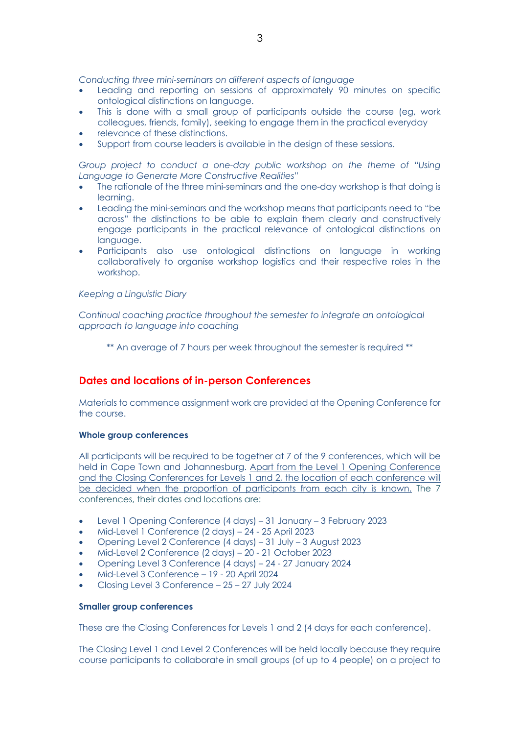*Conducting three mini-seminars on different aspects of language*

- Leading and reporting on sessions of approximately 90 minutes on specific ontological distinctions on language.
- This is done with a small group of participants outside the course (eg, work colleagues, friends, family), seeking to engage them in the practical everyday
- relevance of these distinctions.
- Support from course leaders is available in the design of these sessions.

*Group project to conduct a one-day public workshop on the theme of "Using Language to Generate More Constructive Realities"*

- The rationale of the three mini-seminars and the one-day workshop is that doing is learning.
- Leading the mini-seminars and the workshop means that participants need to "be across" the distinctions to be able to explain them clearly and constructively engage participants in the practical relevance of ontological distinctions on language.
- Participants also use ontological distinctions on language in working collaboratively to organise workshop logistics and their respective roles in the workshop.

*Keeping a Linguistic Diary*

*Continual coaching practice throughout the semester to integrate an ontological approach to language into coaching*

** An average of 7 hours per week throughout the semester is required **

## Dates and locations of in-person Conferences

Materials to commence assignment work are provided at the Opening Conference for the course.

#### Whole group conferences

All participants will be required to be together at 7 of the 9 conferences, which will be held in Cape Town and Johannesburg. <u>Apart from the Level 1 Opening Conference and the Closing Conferences for Levels 1 and 2, the location of each conference will be decided when the proportion of participants from each city is known.</u> The 7 conferences, their dates and locations are:

- Level 1 Opening Conference (4 days) – 31 January – 3 February 2023
- Mid-Level 1 Conference (2 days) – 24 - 25 April 2023
- Opening Level 2 Conference (4 days) – 31 July – 3 August 2023
- Mid-Level 2 Conference (2 days) – 20 - 21 October 2023
- Opening Level 3 Conference (4 days) – 24 - 27 January 2024
- Mid-Level 3 Conference – 19 - 20 April 2024
- Closing Level 3 Conference – 25 – 27 July 2024

#### Smaller group conferences

These are the Closing Conferences for Levels 1 and 2 (4 days for each conference).

The Closing Level 1 and Level 2 Conferences will be held locally because they require course participants to collaborate in small groups (of up to 4 people) on a project to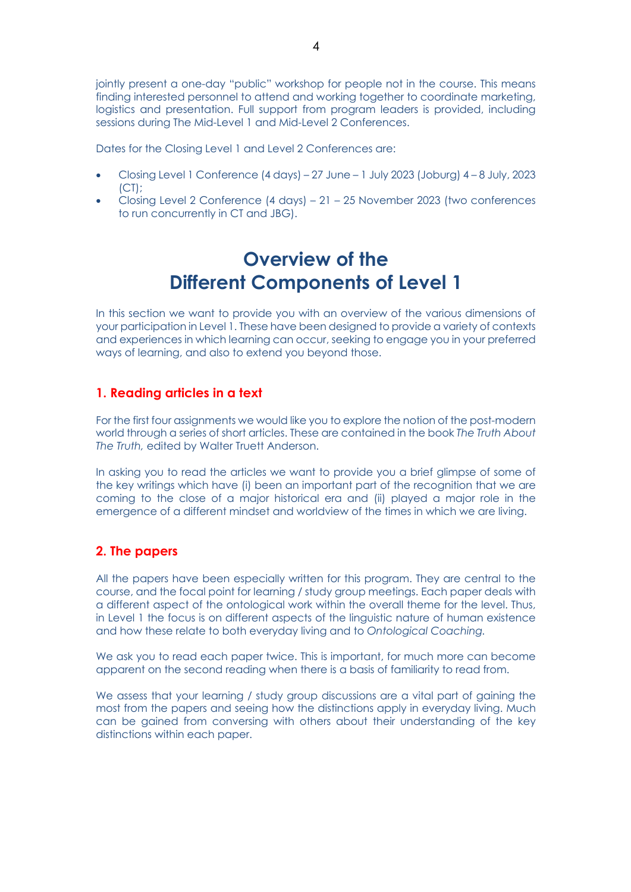jointly present a one-day "public" workshop for people not in the course. This means finding interested personnel to attend and working together to coordinate marketing, logistics and presentation. Full support from program leaders is provided, including sessions during The Mid-Level 1 and Mid-Level 2 Conferences.

Dates for the Closing Level 1 and Level 2 Conferences are:

- Closing Level 1 Conference (4 days) – 27 June – 1 July 2023 (Joburg) 4 – 8 July, 2023 (CT);
- Closing Level 2 Conference (4 days) – 21 – 25 November 2023 (two conferences to run concurrently in CT and JBG).

# Overview of the Different Components of Level 1

In this section we want to provide you with an overview of the various dimensions of your participation in Level 1. These have been designed to provide a variety of contexts and experiences in which learning can occur, seeking to engage you in your preferred ways of learning, and also to extend you beyond those.

## 1. Reading articles in a text

For the first four assignments we would like you to explore the notion of the post-modern world through a series of short articles. These are contained in the book *The Truth About The Truth,* edited by Walter Truett Anderson.

In asking you to read the articles we want to provide you a brief glimpse of some of the key writings which have (i) been an important part of the recognition that we are coming to the close of a major historical era and (ii) played a major role in the emergence of a different mindset and worldview of the times in which we are living.

## 2. The papers

All the papers have been especially written for this program. They are central to the course, and the focal point for learning / study group meetings. Each paper deals with a different aspect of the ontological work within the overall theme for the level. Thus, in Level 1 the focus is on different aspects of the linguistic nature of human existence and how these relate to both everyday living and to *Ontological Coaching.*

We ask you to read each paper twice. This is important, for much more can become apparent on the second reading when there is a basis of familiarity to read from.

We assess that your learning / study group discussions are a vital part of gaining the most from the papers and seeing how the distinctions apply in everyday living. Much can be gained from conversing with others about their understanding of the key distinctions within each paper.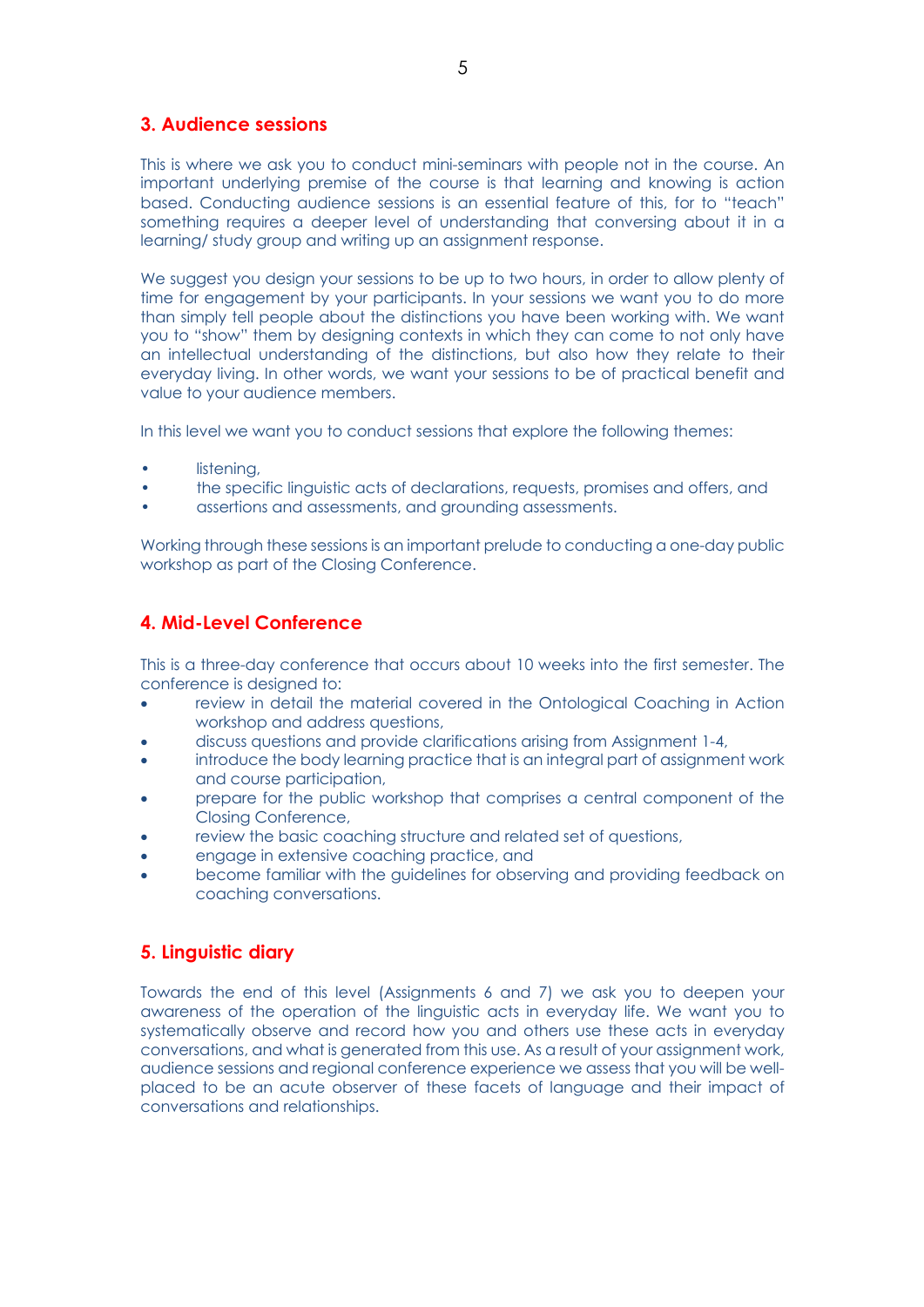## 3. Audience sessions

This is where we ask you to conduct mini-seminars with people not in the course. An important underlying premise of the course is that learning and knowing is action based. Conducting audience sessions is an essential feature of this, for to "teach" something requires a deeper level of understanding that conversing about it in a learning/ study group and writing up an assignment response.

We suggest you design your sessions to be up to two hours, in order to allow plenty of time for engagement by your participants. In your sessions we want you to do more than simply tell people about the distinctions you have been working with. We want you to "show" them by designing contexts in which they can come to not only have an intellectual understanding of the distinctions, but also how they relate to their everyday living. In other words, we want your sessions to be of practical benefit and value to your audience members.

In this level we want you to conduct sessions that explore the following themes:

- listening,
- the specific linguistic acts of declarations, requests, promises and offers, and
- assertions and assessments, and grounding assessments.

Working through these sessions is an important prelude to conducting a one-day public workshop as part of the Closing Conference.

## 4. Mid-Level Conference

This is a three-day conference that occurs about 10 weeks into the first semester. The conference is designed to:

- review in detail the material covered in the Ontological Coaching in Action workshop and address questions,
- discuss questions and provide clarifications arising from Assignment 1-4,
- introduce the body learning practice that is an integral part of assignment work and course participation,
- prepare for the public workshop that comprises a central component of the Closing Conference,
- review the basic coaching structure and related set of questions,
- engage in extensive coaching practice, and
- become familiar with the guidelines for observing and providing feedback on coaching conversations.

## 5. Linguistic diary

Towards the end of this level (Assignments 6 and 7) we ask you to deepen your awareness of the operation of the linguistic acts in everyday life. We want you to systematically observe and record how you and others use these acts in everyday conversations, and what is generated from this use. As a result of your assignment work, audience sessions and regional conference experience we assess that you will be well-placed to be an acute observer of these facets of language and their impact of conversations and relationships.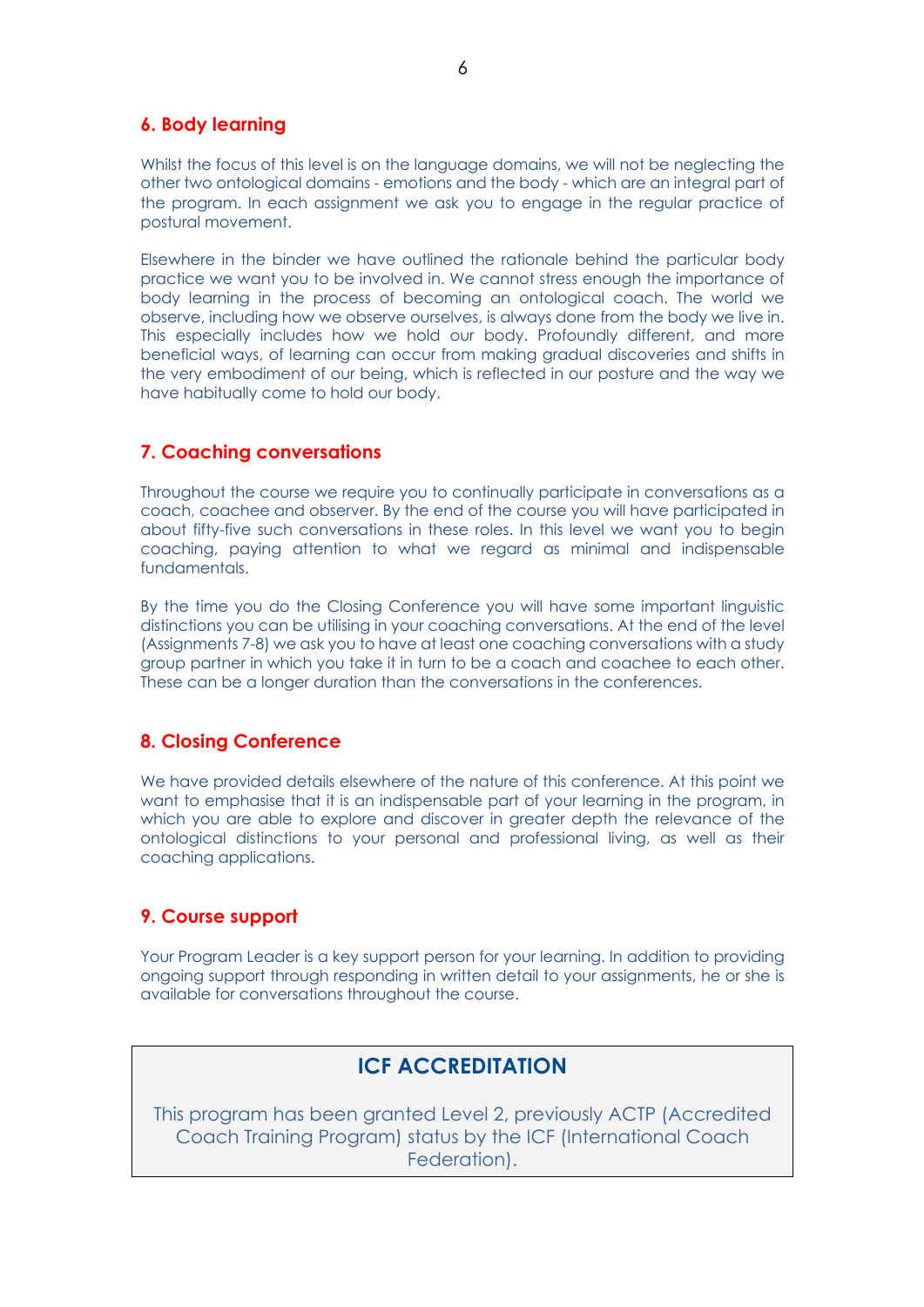## 6. Body learning

Whilst the focus of this level is on the language domains, we will not be neglecting the other two ontological domains - emotions and the body - which are an integral part of the program. In each assignment we ask you to engage in the regular practice of postural movement.

Elsewhere in the binder we have outlined the rationale behind the particular body practice we want you to be involved in. We cannot stress enough the importance of body learning in the process of becoming an ontological coach. The world we observe, including how we observe ourselves, is always done from the body we live in. This especially includes how we hold our body. Profoundly different, and more beneficial ways, of learning can occur from making gradual discoveries and shifts in the very embodiment of our being, which is reflected in our posture and the way we have habitually come to hold our body.

## 7. Coaching conversations

Throughout the course we require you to continually participate in conversations as a coach, coachee and observer. By the end of the course you will have participated in about fifty-five such conversations in these roles. In this level we want you to begin coaching, paying attention to what we regard as minimal and indispensable fundamentals.

By the time you do the Closing Conference you will have some important linguistic distinctions you can be utilising in your coaching conversations. At the end of the level (Assignments 7-8) we ask you to have at least one coaching conversations with a study group partner in which you take it in turn to be a coach and coachee to each other. These can be a longer duration than the conversations in the conferences.

## 8. Closing Conference

We have provided details elsewhere of the nature of this conference. At this point we want to emphasise that it is an indispensable part of your learning in the program, in which you are able to explore and discover in greater depth the relevance of the ontological distinctions to your personal and professional living, as well as their coaching applications.

## 9. Course support

Your Program Leader is a key support person for your learning. In addition to providing ongoing support through responding in written detail to your assignments, he or she is available for conversations throughout the course.

## ICF ACCREDITATION

This program has been granted Level 2, previously ACTP (Accredited Coach Training Program) status by the ICF (International Coach Federation).